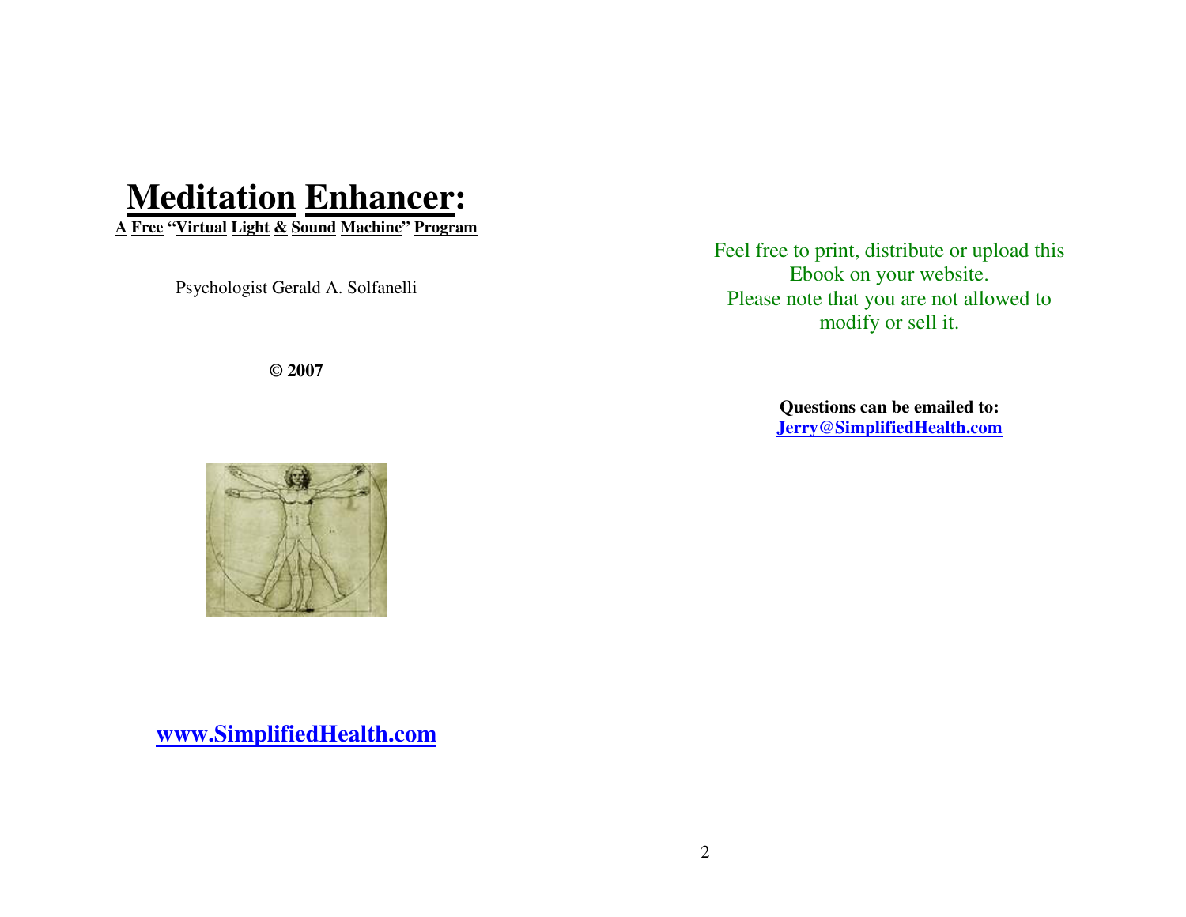# Meditation Enhancer:

**A Free "Virtual Light & Sound Machine" Program**

Psychologist Gerald A. Solfanelli

**© 2007**

**www.SimplifiedHealth.com**

Feel free to print, distribute or upload this Ebook on your website. Please note that you are not allowed to modify or sell it.

**Questions can be emailed to:**
**Jerry@SimplifiedHealth.com**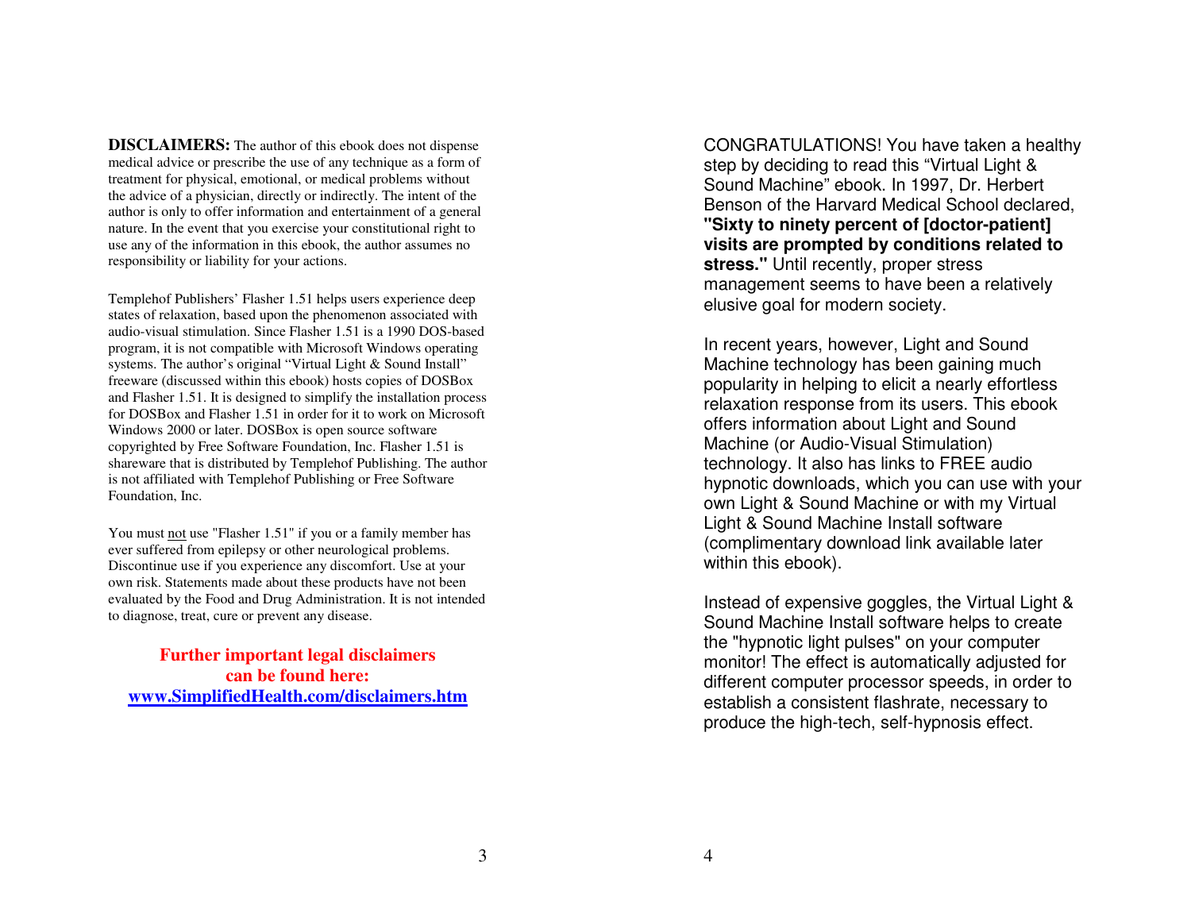**DISCLAIMERS:** The author of this ebook does not dispense medical advice or prescribe the use of any technique as a form of treatment for physical, emotional, or medical problems without the advice of a physician, directly or indirectly. The intent of the author is only to offer information and entertainment of a general nature. In the event that you exercise your constitutional right to use any of the information in this ebook, the author assumes no responsibility or liability for your actions.

Templehof Publishers' Flasher 1.51 helps users experience deep states of relaxation, based upon the phenomenon associated with audio-visual stimulation. Since Flasher 1.51 is a 1990 DOS-based program, it is not compatible with Microsoft Windows operating systems. The author's original "Virtual Light & Sound Install" freeware (discussed within this ebook) hosts copies of DOSBox and Flasher 1.51. It is designed to simplify the installation process for DOSBox and Flasher 1.51 in order for it to work on Microsoft Windows 2000 or later. DOSBox is open source software copyrighted by Free Software Foundation, Inc. Flasher 1.51 is shareware that is distributed by Templehof Publishing. The author is not affiliated with Templehof Publishing or Free Software Foundation, Inc.

You must not use "Flasher 1.51" if you or a family member has ever suffered from epilepsy or other neurological problems. Discontinue use if you experience any discomfort. Use at your own risk. Statements made about these products have not been evaluated by the Food and Drug Administration. It is not intended to diagnose, treat, cure or prevent any disease.

**Further important legal disclaimers can be found here: [www.SimplifiedHealth.com/disclaimers.htm](www.SimplifiedHealth.com/disclaimers.htm)**

CONGRATULATIONS! You have taken a healthy step by deciding to read this "Virtual Light & Sound Machine" ebook. In 1997, Dr. Herbert Benson of the Harvard Medical School declared, **"Sixty to ninety percent of [doctor-patient] visits are prompted by conditions related to stress."** Until recently, proper stress management seems to have been a relatively elusive goal for modern society.

In recent years, however, Light and Sound Machine technology has been gaining much popularity in helping to elicit a nearly effortless relaxation response from its users. This ebook offers information about Light and Sound Machine (or Audio-Visual Stimulation) technology. It also has links to FREE audio hypnotic downloads, which you can use with your own Light & Sound Machine or with my Virtual Light & Sound Machine Install software (complimentary download link available later within this ebook).

Instead of expensive goggles, the Virtual Light & Sound Machine Install software helps to create the "hypnotic light pulses" on your computer monitor! The effect is automatically adjusted for different computer processor speeds, in order to establish a consistent flashrate, necessary to produce the high-tech, self-hypnosis effect.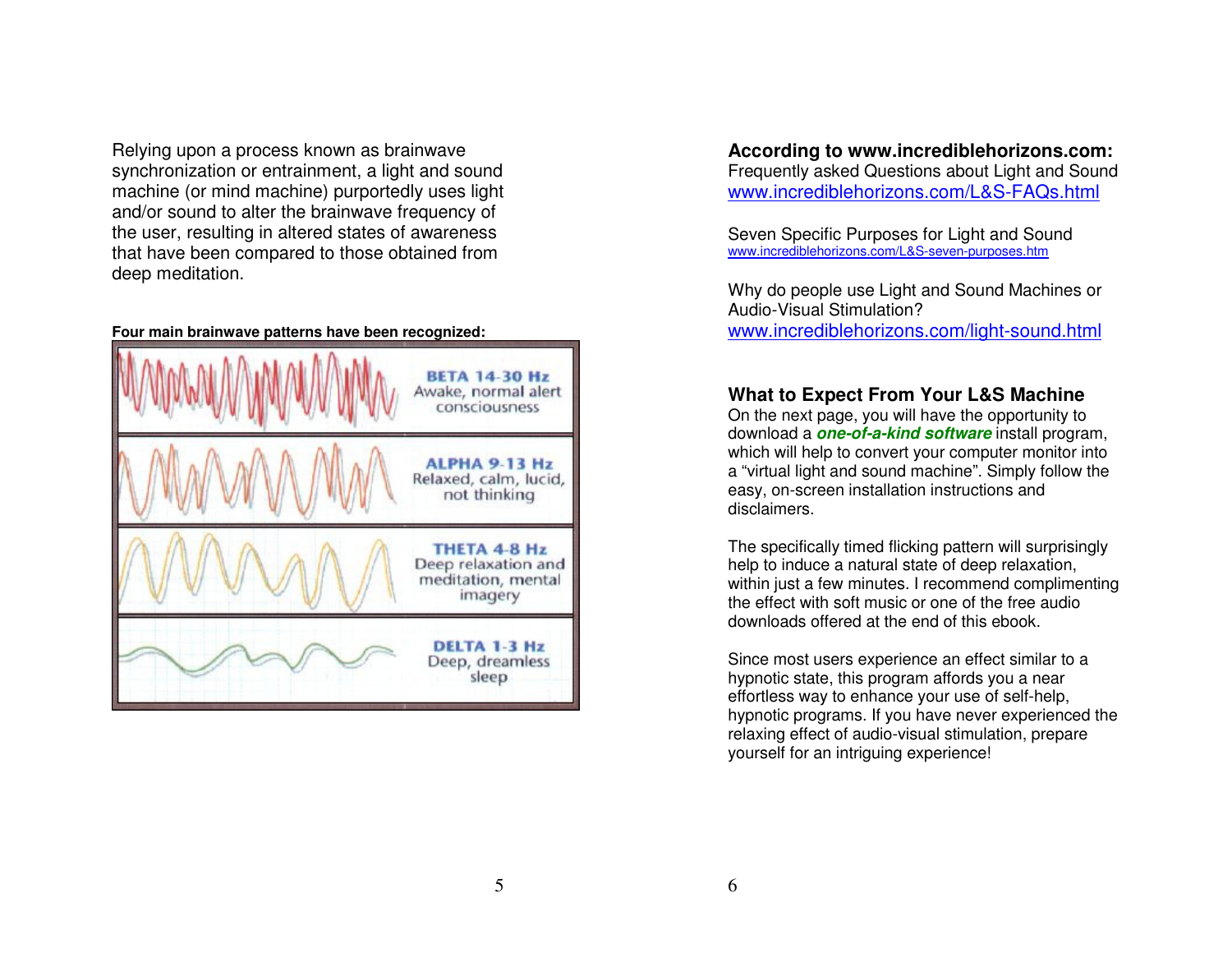Relying upon a process known as brainwave synchronization or entrainment, a light and sound machine (or mind machine) purportedly uses light and/or sound to alter the brainwave frequency of the user, resulting in altered states of awareness that have been compared to those obtained from deep meditation.

**Four main brainwave patterns have been recognized:**

| Brainwave | Description |
|---|---|
| BETA 14-30 Hz | Awake, normal alert consciousness |
| ALPHA 9-13 Hz | Relaxed, calm, lucid, not thinking |
| THETA 4-8 Hz | Deep relaxation and meditation, mental imagery |
| DELTA 1-3 Hz | Deep, dreamless sleep |

**According to www.incrediblehorizons.com:**
Frequently asked Questions about Light and Sound
www.incrediblehorizons.com/L&S-FAQs.html

Seven Specific Purposes for Light and Sound
www.incrediblehorizons.com/L&S-seven-purposes.htm

Why do people use Light and Sound Machines or Audio-Visual Stimulation?
www.incrediblehorizons.com/light-sound.html

## What to Expect From Your L&S Machine

On the next page, you will have the opportunity to download a ***one-of-a-kind software*** install program, which will help to convert your computer monitor into a "virtual light and sound machine". Simply follow the easy, on-screen installation instructions and disclaimers.

The specifically timed flicking pattern will surprisingly help to induce a natural state of deep relaxation, within just a few minutes. I recommend complimenting the effect with soft music or one of the free audio downloads offered at the end of this ebook.

Since most users experience an effect similar to a hypnotic state, this program affords you a near effortless way to enhance your use of self-help, hypnotic programs. If you have never experienced the relaxing effect of audio-visual stimulation, prepare yourself for an intriguing experience!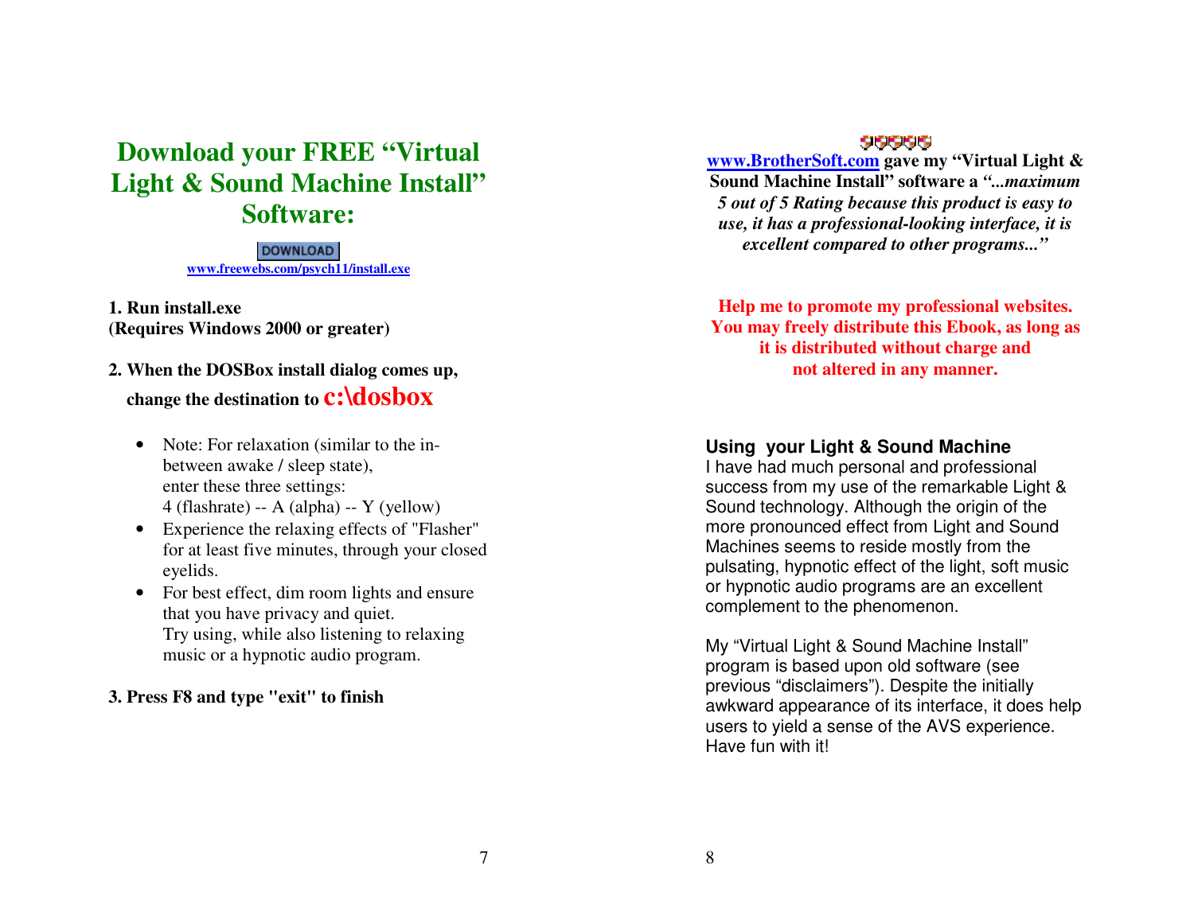# Download your FREE "Virtual Light & Sound Machine Install" Software:

DOWNLOAD
www.freewebs.com/psych11/install.exe

**1. Run install.exe**
**(Requires Windows 2000 or greater)**

**2. When the DOSBox install dialog comes up, change the destination to c:\dosbox**

- Note: For relaxation (similar to the in-between awake / sleep state), enter these three settings:
  4 (flashrate) -- A (alpha) -- Y (yellow)
- Experience the relaxing effects of "Flasher" for at least five minutes, through your closed eyelids.
- For best effect, dim room lights and ensure that you have privacy and quiet.
  Try using, while also listening to relaxing music or a hypnotic audio program.

**3. Press F8 and type "exit" to finish**

**www.BrotherSoft.com gave my "Virtual Light & Sound Machine Install" software a *"...maximum 5 out of 5 Rating because this product is easy to use, it has a professional-looking interface, it is excellent compared to other programs..."***

**Help me to promote my professional websites. You may freely distribute this Ebook, as long as it is distributed without charge and not altered in any manner.**

### Using your Light & Sound Machine

I have had much personal and professional success from my use of the remarkable Light & Sound technology. Although the origin of the more pronounced effect from Light and Sound Machines seems to reside mostly from the pulsating, hypnotic effect of the light, soft music or hypnotic audio programs are an excellent complement to the phenomenon.

My "Virtual Light & Sound Machine Install" program is based upon old software (see previous "disclaimers"). Despite the initially awkward appearance of its interface, it does help users to yield a sense of the AVS experience. Have fun with it!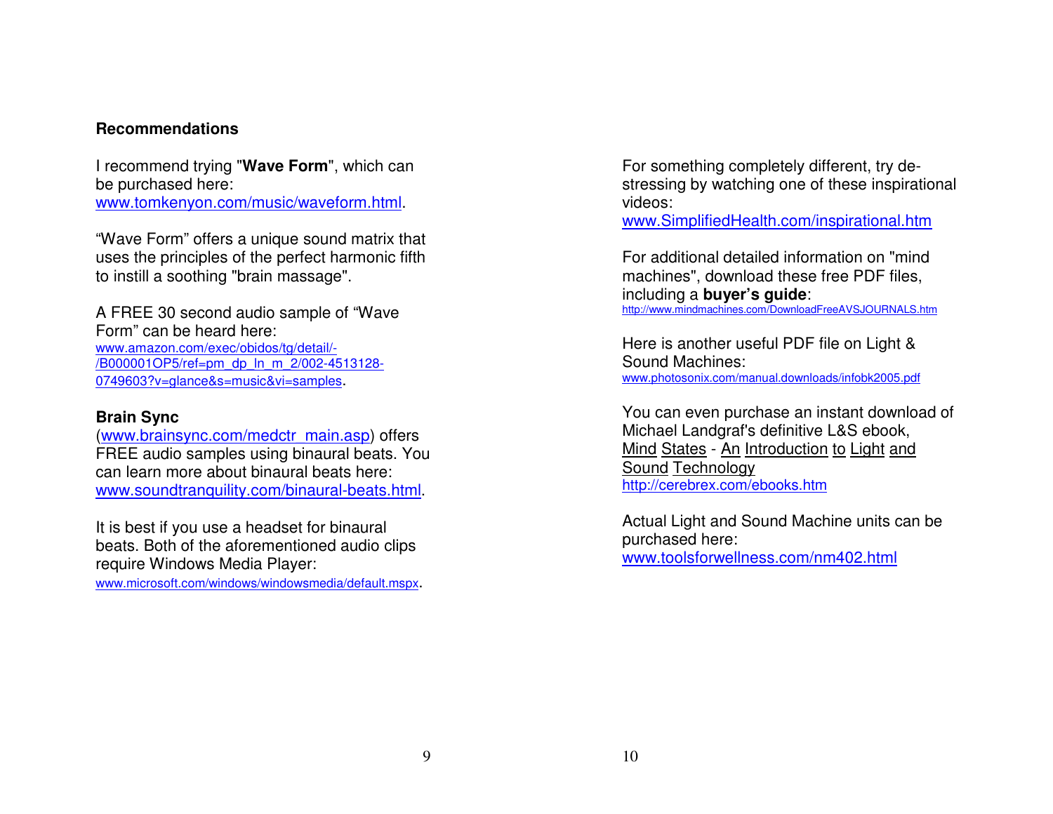**Recommendations**

I recommend trying "**Wave Form**", which can be purchased here: www.tomkenyon.com/music/waveform.html.

“Wave Form” offers a unique sound matrix that uses the principles of the perfect harmonic fifth to instill a soothing "brain massage".

A FREE 30 second audio sample of “Wave Form” can be heard here: www.amazon.com/exec/obidos/tg/detail/-/B000001OP5/ref=pm_dp_ln_m_2/002-4513128-0749603?v=glance&s=music&vi=samples.

**Brain Sync**
(www.brainsync.com/medctr_main.asp) offers FREE audio samples using binaural beats. You can learn more about binaural beats here: www.soundtranquility.com/binaural-beats.html.

It is best if you use a headset for binaural beats. Both of the aforementioned audio clips require Windows Media Player: www.microsoft.com/windows/windowsmedia/default.mspx.

For something completely different, try de-stressing by watching one of these inspirational videos: www.SimplifiedHealth.com/inspirational.htm

For additional detailed information on "mind machines", download these free PDF files, including a **buyer’s guide**: http://www.mindmachines.com/DownloadFreeAVSJOURNALS.htm

Here is another useful PDF file on Light & Sound Machines: www.photosonix.com/manual.downloads/infobk2005.pdf

You can even purchase an instant download of Michael Landgraf's definitive L&S ebook, Mind States - An Introduction to Light and Sound Technology
http://cerebrex.com/ebooks.htm

Actual Light and Sound Machine units can be purchased here: www.toolsforwellness.com/nm402.html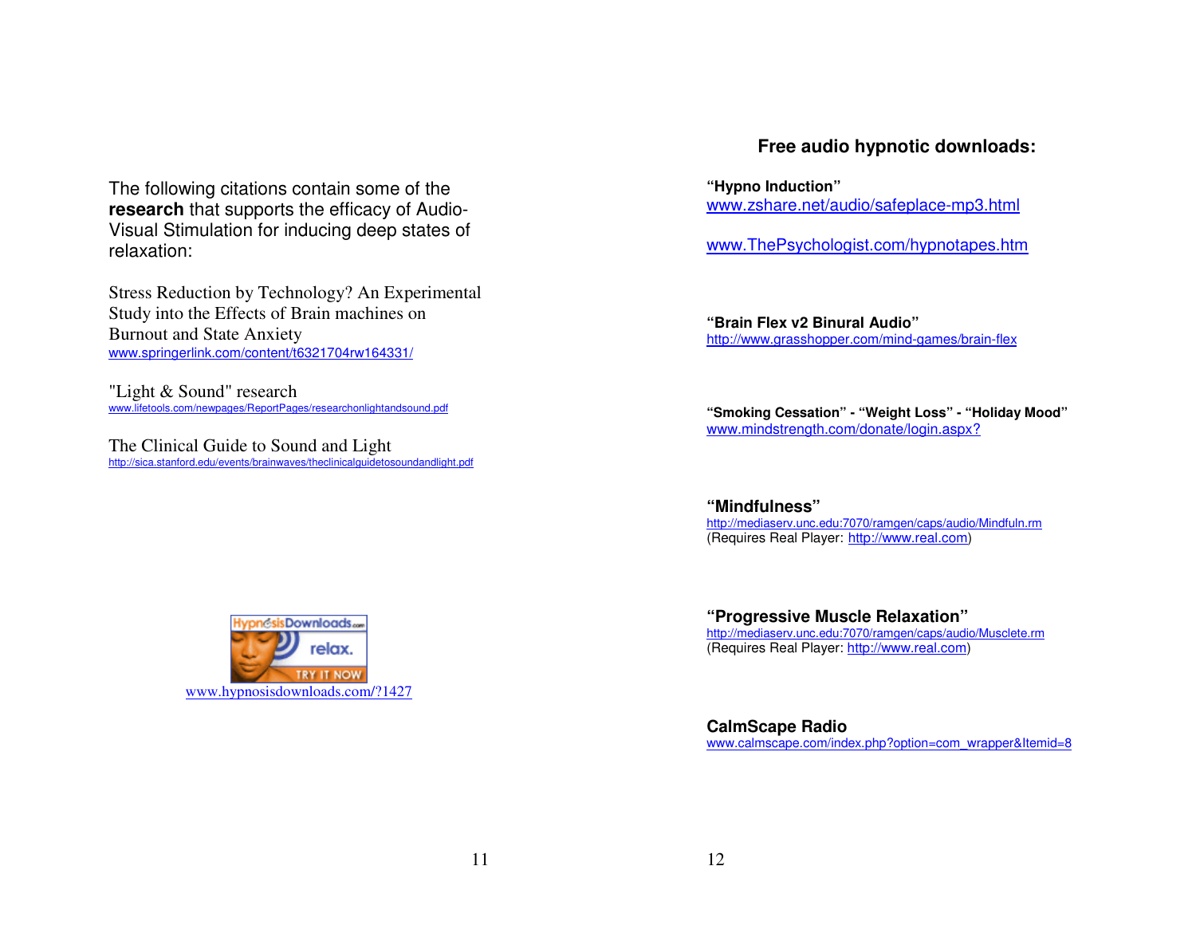The following citations contain some of the **research** that supports the efficacy of Audio-Visual Stimulation for inducing deep states of relaxation:

Stress Reduction by Technology? An Experimental Study into the Effects of Brain machines on Burnout and State Anxiety
www.springerlink.com/content/t6321704rw164331/

"Light & Sound" research
www.lifetools.com/newpages/ReportPages/researchonlightandsound.pdf

The Clinical Guide to Sound and Light
http://sica.stanford.edu/events/brainwaves/theclinicalguidetosoundandlight.pdf

HypnosisDownloads.com relax. TRY IT NOW
www.hypnosisdownloads.com/?1427

## Free audio hypnotic downloads:

**"Hypno Induction"**
www.zshare.net/audio/safeplace-mp3.html

www.ThePsychologist.com/hypnotapes.htm

**"Brain Flex v2 Binural Audio"**
http://www.grasshopper.com/mind-games/brain-flex

**"Smoking Cessation" - "Weight Loss" - "Holiday Mood"**
www.mindstrength.com/donate/login.aspx?

**"Mindfulness"**
http://mediaserv.unc.edu:7070/ramgen/caps/audio/Mindfuln.rm
(Requires Real Player: http://www.real.com)

**"Progressive Muscle Relaxation"**
http://mediaserv.unc.edu:7070/ramgen/caps/audio/Musclete.rm
(Requires Real Player: http://www.real.com)

**CalmScape Radio**
www.calmscape.com/index.php?option=com_wrapper&Itemid=8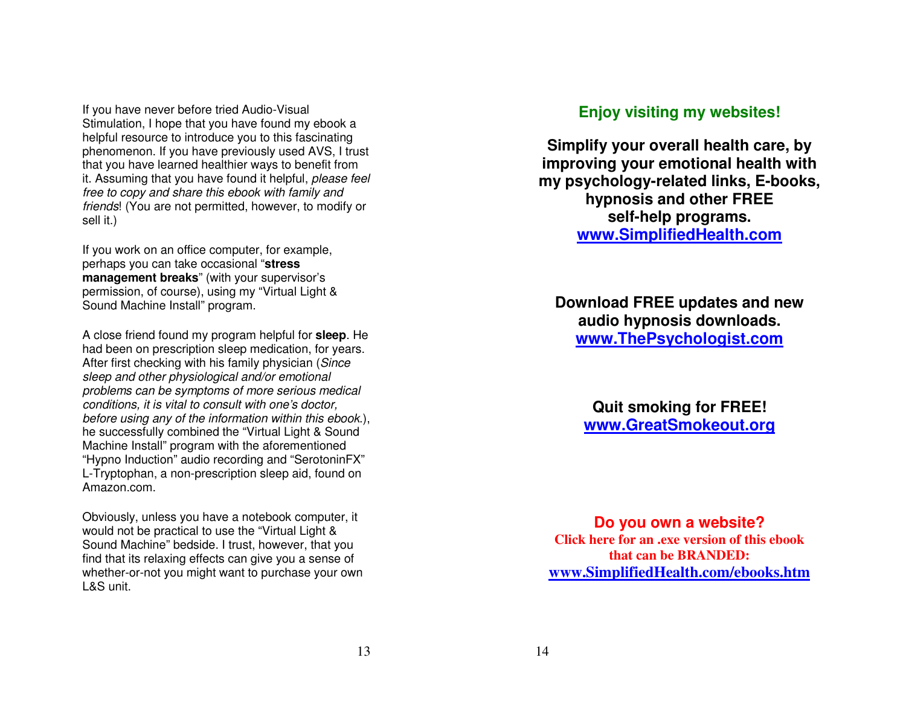If you have never before tried Audio-Visual Stimulation, I hope that you have found my ebook a helpful resource to introduce you to this fascinating phenomenon. If you have previously used AVS, I trust that you have learned healthier ways to benefit from it. Assuming that you have found it helpful, *please feel free to copy and share this ebook with family and friends*! (You are not permitted, however, to modify or sell it.)

If you work on an office computer, for example, perhaps you can take occasional "**stress management breaks**" (with your supervisor's permission, of course), using my "Virtual Light & Sound Machine Install" program.

A close friend found my program helpful for **sleep**. He had been on prescription sleep medication, for years. After first checking with his family physician (*Since sleep and other physiological and/or emotional problems can be symptoms of more serious medical conditions, it is vital to consult with one's doctor, before using any of the information within this ebook*.), he successfully combined the "Virtual Light & Sound Machine Install" program with the aforementioned "Hypno Induction" audio recording and "SerotoninFX" L-Tryptophan, a non-prescription sleep aid, found on Amazon.com.

Obviously, unless you have a notebook computer, it would not be practical to use the "Virtual Light & Sound Machine" bedside. I trust, however, that you find that its relaxing effects can give you a sense of whether-or-not you might want to purchase your own L&S unit.

**Enjoy visiting my websites!**

**Simplify your overall health care, by improving your emotional health with my psychology-related links, E-books, hypnosis and other FREE self-help programs.**
**www.SimplifiedHealth.com**

**Download FREE updates and new audio hypnosis downloads.**
**www.ThePsychologist.com**

**Quit smoking for FREE!**
**www.GreatSmokeout.org**

**Do you own a website?**
**Click here for an .exe version of this ebook that can be BRANDED:**
**www.SimplifiedHealth.com/ebooks.htm**